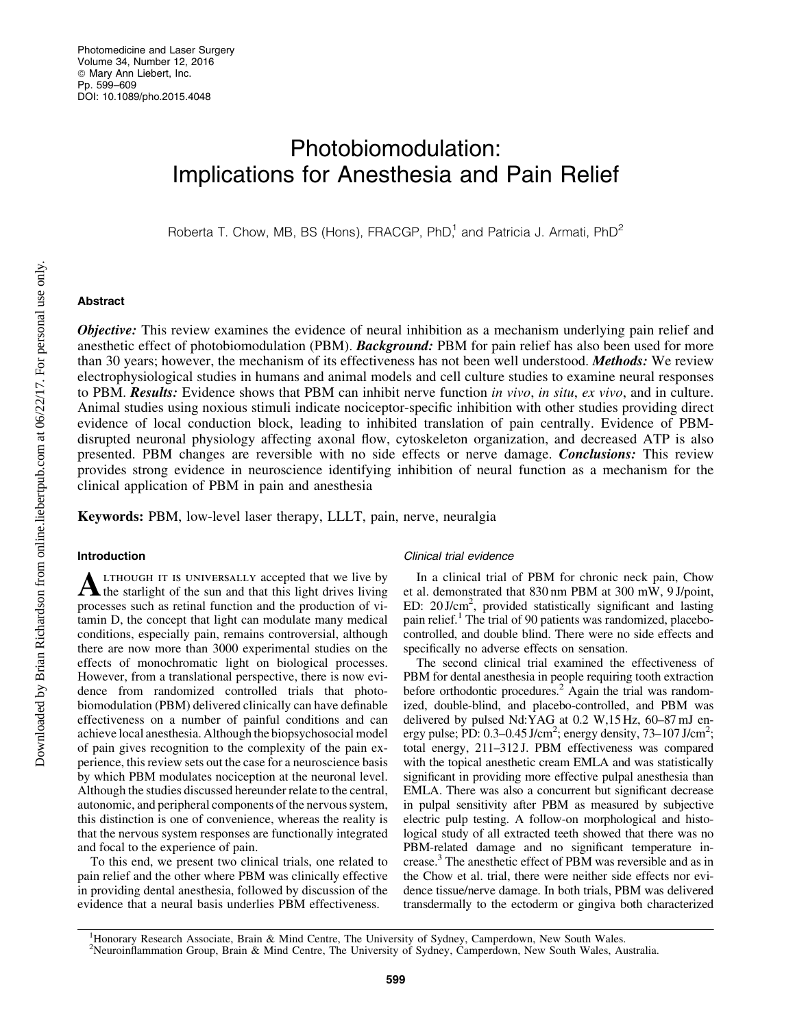# Photobiomodulation: Implications for Anesthesia and Pain Relief

Roberta T. Chow, MB, BS (Hons), FRACGP, PhD,[1] and Patricia J. Armati, PhD[2]

## Abstract

***Objective:*** This review examines the evidence of neural inhibition as a mechanism underlying pain relief and anesthetic effect of photobiomodulation (PBM). ***Background:*** PBM for pain relief has also been used for more than 30 years; however, the mechanism of its effectiveness has not been well understood. ***Methods:*** We review electrophysiological studies in humans and animal models and cell culture studies to examine neural responses to PBM. ***Results:*** Evidence shows that PBM can inhibit nerve function *in vivo*, *in situ*, *ex vivo*, and in culture. Animal studies using noxious stimuli indicate nociceptor-specific inhibition with other studies providing direct evidence of local conduction block, leading to inhibited translation of pain centrally. Evidence of PBM-disrupted neuronal physiology affecting axonal flow, cytoskeleton organization, and decreased ATP is also presented. PBM changes are reversible with no side effects or nerve damage. ***Conclusions:*** This review provides strong evidence in neuroscience identifying inhibition of neural function as a mechanism for the clinical application of PBM in pain and anesthesia

**Keywords:** PBM, low-level laser therapy, LLLT, pain, nerve, neuralgia

## Introduction

Although it is universally accepted that we live by the starlight of the sun and that this light drives living processes such as retinal function and the production of vitamin D, the concept that light can modulate many medical conditions, especially pain, remains controversial, although there are now more than 3000 experimental studies on the effects of monochromatic light on biological processes. However, from a translational perspective, there is now evidence from randomized controlled trials that photobiomodulation (PBM) delivered clinically can have definable effectiveness on a number of painful conditions and can achieve local anesthesia. Although the biopsychosocial model of pain gives recognition to the complexity of the pain experience, this review sets out the case for a neuroscience basis by which PBM modulates nociception at the neuronal level. Although the studies discussed hereunder relate to the central, autonomic, and peripheral components of the nervous system, this distinction is one of convenience, whereas the reality is that the nervous system responses are functionally integrated and focal to the experience of pain.

To this end, we present two clinical trials, one related to pain relief and the other where PBM was clinically effective in providing dental anesthesia, followed by discussion of the evidence that a neural basis underlies PBM effectiveness.

### *Clinical trial evidence*

In a clinical trial of PBM for chronic neck pain, Chow et al. demonstrated that 830 nm PBM at 300 mW, 9 J/point, ED: 20 J/cm$^2$, provided statistically significant and lasting pain relief.[1] The trial of 90 patients was randomized, placebo-controlled, and double blind. There were no side effects and specifically no adverse effects on sensation.

The second clinical trial examined the effectiveness of PBM for dental anesthesia in people requiring tooth extraction before orthodontic procedures.[2] Again the trial was randomized, double-blind, and placebo-controlled, and PBM was delivered by pulsed Nd:YAG at 0.2 W,15 Hz, 60–87 mJ energy pulse; PD: 0.3–0.45 J/cm$^2$; energy density, 73–107 J/cm$^2$; total energy, 211–312 J. PBM effectiveness was compared with the topical anesthetic cream EMLA and was statistically significant in providing more effective pulpal anesthesia than EMLA. There was also a concurrent but significant decrease in pulpal sensitivity after PBM as measured by subjective electric pulp testing. A follow-on morphological and histological study of all extracted teeth showed that there was no PBM-related damage and no significant temperature increase.[3] The anesthetic effect of PBM was reversible and as in the Chow et al. trial, there were neither side effects nor evidence tissue/nerve damage. In both trials, PBM was delivered transdermally to the ectoderm or gingiva both characterized

[1]Honorary Research Associate, Brain & Mind Centre, The University of Sydney, Camperdown, New South Wales.
[2]Neuroinflammation Group, Brain & Mind Centre, The University of Sydney, Camperdown, New South Wales, Australia.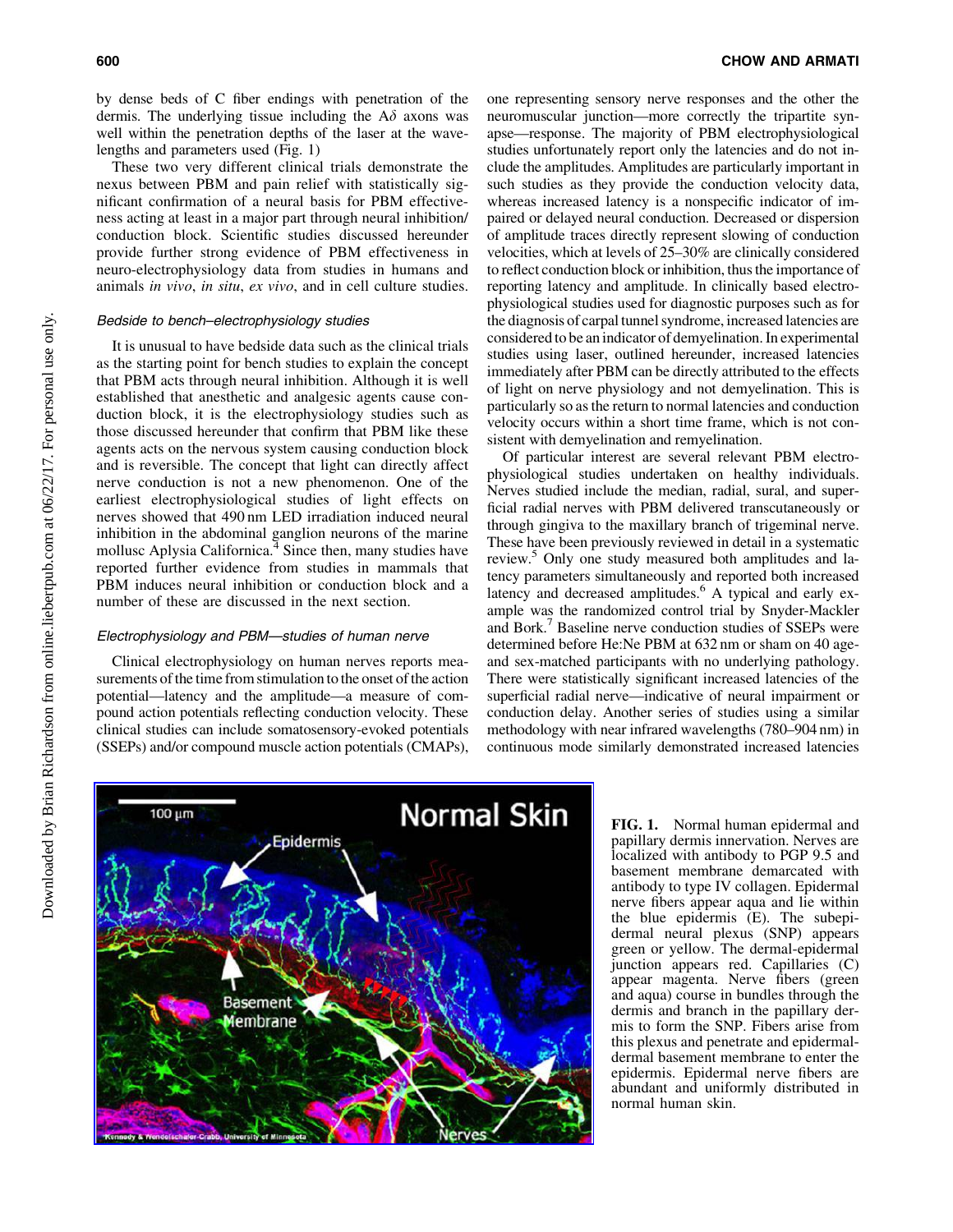by dense beds of C fiber endings with penetration of the dermis. The underlying tissue including the A$\delta$ axons was well within the penetration depths of the laser at the wavelengths and parameters used (Fig. 1)

These two very different clinical trials demonstrate the nexus between PBM and pain relief with statistically significant confirmation of a neural basis for PBM effectiveness acting at least in a major part through neural inhibition/conduction block. Scientific studies discussed hereunder provide further strong evidence of PBM effectiveness in neuro-electrophysiology data from studies in humans and animals *in vivo*, *in situ*, *ex vivo*, and in cell culture studies.

### *Bedside to bench–electrophysiology studies*

It is unusual to have bedside data such as the clinical trials as the starting point for bench studies to explain the concept that PBM acts through neural inhibition. Although it is well established that anesthetic and analgesic agents cause conduction block, it is the electrophysiology studies such as those discussed hereunder that confirm that PBM like these agents acts on the nervous system causing conduction block and is reversible. The concept that light can directly affect nerve conduction is not a new phenomenon. One of the earliest electrophysiological studies of light effects on nerves showed that 490 nm LED irradiation induced neural inhibition in the abdominal ganglion neurons of the marine mollusc Aplysia Californica.[4] Since then, many studies have reported further evidence from studies in mammals that PBM induces neural inhibition or conduction block and a number of these are discussed in the next section.

### *Electrophysiology and PBM—studies of human nerve*

Clinical electrophysiology on human nerves reports measurements of the time from stimulation to the onset of the action potential—latency and the amplitude—a measure of compound action potentials reflecting conduction velocity. These clinical studies can include somatosensory-evoked potentials (SSEPs) and/or compound muscle action potentials (CMAPs), one representing sensory nerve responses and the other the neuromuscular junction—more correctly the tripartite synapse—response. The majority of PBM electrophysiological studies unfortunately report only the latencies and do not include the amplitudes. Amplitudes are particularly important in such studies as they provide the conduction velocity data, whereas increased latency is a nonspecific indicator of impaired or delayed neural conduction. Decreased or dispersion of amplitude traces directly represent slowing of conduction velocities, which at levels of 25–30% are clinically considered to reflect conduction block or inhibition, thus the importance of reporting latency and amplitude. In clinically based electrophysiological studies used for diagnostic purposes such as for the diagnosis of carpal tunnel syndrome, increased latencies are considered to be an indicator of demyelination. In experimental studies using laser, outlined hereunder, increased latencies immediately after PBM can be directly attributed to the effects of light on nerve physiology and not demyelination. This is particularly so as the return to normal latencies and conduction velocity occurs within a short time frame, which is not consistent with demyelination and remyelination.

Of particular interest are several relevant PBM electrophysiological studies undertaken on healthy individuals. Nerves studied include the median, radial, sural, and superficial radial nerves with PBM delivered transcutaneously or through gingiva to the maxillary branch of trigeminal nerve. These have been previously reviewed in detail in a systematic review.[5] Only one study measured both amplitudes and latency parameters simultaneously and reported both increased latency and decreased amplitudes.[6] A typical and early example was the randomized control trial by Snyder-Mackler and Bork.[7] Baseline nerve conduction studies of SSEPs were determined before He:Ne PBM at 632 nm or sham on 40 age- and sex-matched participants with no underlying pathology. There were statistically significant increased latencies of the superficial radial nerve—indicative of neural impairment or conduction delay. Another series of studies using a similar methodology with near infrared wavelengths (780–904 nm) in continuous mode similarly demonstrated increased latencies

**FIG. 1.** Normal human epidermal and papillary dermis innervation. Nerves are localized with antibody to PGP 9.5 and basement membrane demarcated with antibody to type IV collagen. Epidermal nerve fibers appear aqua and lie within the blue epidermis (E). The subepidermal neural plexus (SNP) appears green or yellow. The dermal-epidermal junction appears red. Capillaries (C) appear magenta. Nerve fibers (green and aqua) course in bundles through the dermis and branch in the papillary dermis to form the SNP. Fibers arise from this plexus and penetrate and epidermal-dermal basement membrane to enter the epidermis. Epidermal nerve fibers are abundant and uniformly distributed in normal human skin.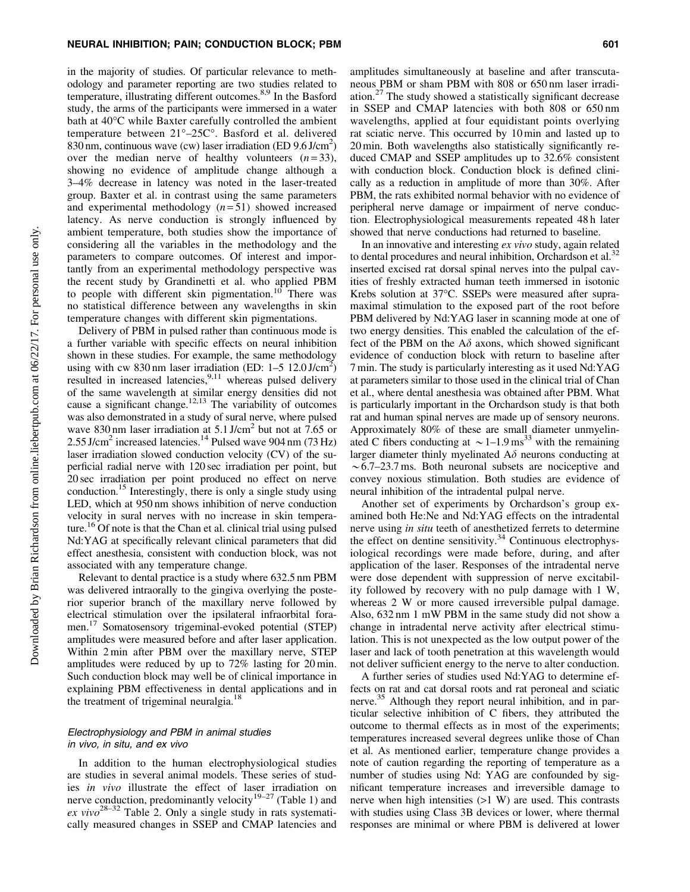in the majority of studies. Of particular relevance to methodology and parameter reporting are two studies related to temperature, illustrating different outcomes.[8,9] In the Basford study, the arms of the participants were immersed in a water bath at 40°C while Baxter carefully controlled the ambient temperature between 21°–25C°. Basford et al. delivered 830 nm, continuous wave (cw) laser irradiation (ED 9.6 J/cm$^2$) over the median nerve of healthy volunteers ($n = 33$), showing no evidence of amplitude change although a 3–4% decrease in latency was noted in the laser-treated group. Baxter et al. in contrast using the same parameters and experimental methodology ($n = 51$) showed increased latency. As nerve conduction is strongly influenced by ambient temperature, both studies show the importance of considering all the variables in the methodology and the parameters to compare outcomes. Of interest and importantly from an experimental methodology perspective was the recent study by Grandinetti et al. who applied PBM to people with different skin pigmentation.[10] There was no statistical difference between any wavelengths in skin temperature changes with different skin pigmentations.

Delivery of PBM in pulsed rather than continuous mode is a further variable with specific effects on neural inhibition shown in these studies. For example, the same methodology using with cw 830 nm laser irradiation (ED: 1–5 12.0 J/cm$^2$) resulted in increased latencies,[9,11] whereas pulsed delivery of the same wavelength at similar energy densities did not cause a significant change.[12,13] The variability of outcomes was also demonstrated in a study of sural nerve, where pulsed wave 830 nm laser irradiation at 5.1 J/cm$^2$ but not at 7.65 or 2.55 J/cm$^2$ increased latencies.[14] Pulsed wave 904 nm (73 Hz) laser irradiation slowed conduction velocity (CV) of the superficial radial nerve with 120 sec irradiation per point, but 20 sec irradiation per point produced no effect on nerve conduction.[15] Interestingly, there is only a single study using LED, which at 950 nm shows inhibition of nerve conduction velocity in sural nerves with no increase in skin temperature.[16] Of note is that the Chan et al. clinical trial using pulsed Nd:YAG at specifically relevant clinical parameters that did effect anesthesia, consistent with conduction block, was not associated with any temperature change.

Relevant to dental practice is a study where 632.5 nm PBM was delivered intraorally to the gingiva overlying the posterior superior branch of the maxillary nerve followed by electrical stimulation over the ipsilateral infraorbital foramen.[17] Somatosensory trigeminal-evoked potential (STEP) amplitudes were measured before and after laser application. Within 2 min after PBM over the maxillary nerve, STEP amplitudes were reduced by up to 72% lasting for 20 min. Such conduction block may well be of clinical importance in explaining PBM effectiveness in dental applications and in the treatment of trigeminal neuralgia.[18]

### *Electrophysiology and PBM in animal studies in vivo, in situ, and ex vivo*

In addition to the human electrophysiological studies are studies in several animal models. These series of studies *in vivo* illustrate the effect of laser irradiation on nerve conduction, predominantly velocity[19–27] (Table 1) and *ex vivo*[28–32] Table 2. Only a single study in rats systematically measured changes in SSEP and CMAP latencies and amplitudes simultaneously at baseline and after transcutaneous PBM or sham PBM with 808 or 650 nm laser irradiation.[27] The study showed a statistically significant decrease in SSEP and CMAP latencies with both 808 or 650 nm wavelengths, applied at four equidistant points overlying rat sciatic nerve. This occurred by 10 min and lasted up to 20 min. Both wavelengths also statistically significantly reduced CMAP and SSEP amplitudes up to 32.6% consistent with conduction block. Conduction block is defined clinically as a reduction in amplitude of more than 30%. After PBM, the rats exhibited normal behavior with no evidence of peripheral nerve damage or impairment of nerve conduction. Electrophysiological measurements repeated 48 h later showed that nerve conductions had returned to baseline.

In an innovative and interesting *ex vivo* study, again related to dental procedures and neural inhibition, Orchardson et al.[32] inserted excised rat dorsal spinal nerves into the pulpal cavities of freshly extracted human teeth immersed in isotonic Krebs solution at 37°C. SSEPs were measured after supramaximal stimulation to the exposed part of the root before PBM delivered by Nd:YAG laser in scanning mode at one of two energy densities. This enabled the calculation of the effect of the PBM on the A$\delta$ axons, which showed significant evidence of conduction block with return to baseline after 7 min. The study is particularly interesting as it used Nd:YAG at parameters similar to those used in the clinical trial of Chan et al., where dental anesthesia was obtained after PBM. What is particularly important in the Orchardson study is that both rat and human spinal nerves are made up of sensory neurons. Approximately 80% of these are small diameter unmyelinated C fibers conducting at $\sim$1–1.9 ms[33] with the remaining larger diameter thinly myelinated A$\delta$ neurons conducting at $\sim$6.7–23.7 ms. Both neuronal subsets are nociceptive and convey noxious stimulation. Both studies are evidence of neural inhibition of the intradental pulpal nerve.

Another set of experiments by Orchardson's group examined both He:Ne and Nd:YAG effects on the intradental nerve using *in situ* teeth of anesthetized ferrets to determine the effect on dentine sensitivity.[34] Continuous electrophysiological recordings were made before, during, and after application of the laser. Responses of the intradental nerve were dose dependent with suppression of nerve excitability followed by recovery with no pulp damage with 1 W, whereas 2 W or more caused irreversible pulpal damage. Also, 632 nm 1 mW PBM in the same study did not show a change in intradental nerve activity after electrical stimulation. This is not unexpected as the low output power of the laser and lack of tooth penetration at this wavelength would not deliver sufficient energy to the nerve to alter conduction.

A further series of studies used Nd:YAG to determine effects on rat and cat dorsal roots and rat peroneal and sciatic nerve.[35] Although they report neural inhibition, and in particular selective inhibition of C fibers, they attributed the outcome to thermal effects as in most of the experiments; temperatures increased several degrees unlike those of Chan et al. As mentioned earlier, temperature change provides a note of caution regarding the reporting of temperature as a number of studies using Nd: YAG are confounded by significant temperature increases and irreversible damage to nerve when high intensities (>1 W) are used. This contrasts with studies using Class 3B devices or lower, where thermal responses are minimal or where PBM is delivered at lower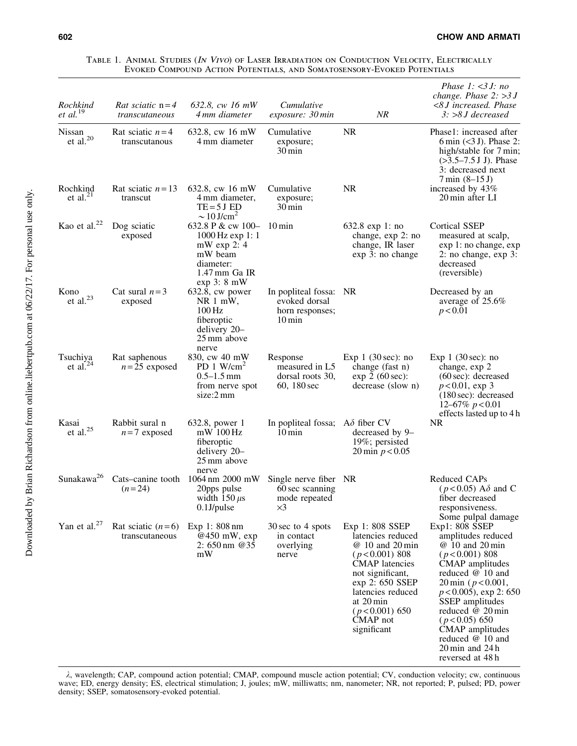Table 1. Animal Studies (*In Vivo*) of Laser Irradiation on Conduction Velocity, Electrically Evoked Compound Action Potentials, and Somatosensory-Evoked Potentials

| *Rochkind et al.*[19] | *Rat sciatic n = 4 transcutaneous* | *632.8, cw 16 mW 4 mm diameter* | *Cumulative exposure: 30 min* | *NR* | *Phase 1: <3 J: no change. Phase 2: >3 J <8 J increased. Phase 3: >8 J decreased* |
|---|---|---|---|---|---|
| Nissan et al.[20] | Rat sciatic $n = 4$ transcutanous | 632.8, cw 16 mW 4 mm diameter | Cumulative exposure; 30 min | NR | Phase1: increased after 6 min (<3 J). Phase 2: high/stable for 7 min; (>3.5–7.5 J J). Phase 3: decreased next 7 min (8–15 J) |
| Rochkind et al.[21] | Rat sciatic $n = 13$ transcut | 632.8, cw 16 mW 4 mm diameter, TE = 5 J ED ~ 10 J/cm$^2$ | Cumulative exposure; 30 min | NR | increased by 43% 20 min after LI |
| Kao et al.[22] | Dog sciatic exposed | 632.8 P & cw 100–1000 Hz exp 1: 1 mW exp 2: 4 mW beam diameter: 1.47 mm Ga IR exp 3: 8 mW | 10 min | 632.8 exp 1: no change, exp 2: no change, IR laser exp 3: no change | Cortical SSEP measured at scalp, exp 1: no change, exp 2: no change, exp 3: decreased (reversible) |
| Kono et al.[23] | Cat sural $n = 3$ exposed | 632.8, cw power NR 1 mW, 100 Hz fiberoptic delivery 20–25 mm above nerve | In popliteal fossa: evoked dorsal horn responses; 10 min | NR | Decreased by an average of 25.6% $p < 0.01$ |
| Tsuchiya et al.[24] | Rat saphenous $n = 25$ exposed | 830, cw 40 mW PD 1 W/cm$^2$ 0.5–1.5 mm from nerve spot size:2 mm | Response measured in L5 dorsal roots 30, 60, 180 sec | Exp 1 (30 sec): no change (fast n) exp 2 (60 sec): decrease (slow n) | Exp 1 (30 sec): no change, exp 2 (60 sec): decreased $p < 0.01$, exp 3 (180 sec): decreased 12–67% $p < 0.01$ effects lasted up to 4 h |
| Kasai et al.[25] | Rabbit sural n $n = 7$ exposed | 632.8, power 1 mW 100 Hz fiberoptic delivery 20–25 mm above nerve | In popliteal fossa; 10 min | A$\delta$ fiber CV decreased by 9–19%; persisted 20 min $p < 0.05$ | NR |
| Sunakawa[26] | Cats–canine tooth ($n = 24$) | 1064 nm 2000 mW 20pps pulse width 150 $\mu$s 0.1J/pulse | Single nerve fiber 60 sec scanning mode repeated ×3 | NR | Reduced CAPs ($p < 0.05$) A$\delta$ and C fiber decreased responsiveness. Some pulpal damage |
| Yan et al.[27] | Rat sciatic ($n = 6$) transcutaneous | Exp 1: 808 nm @450 mW, exp 2: 650 nm @35 mW | 30 sec to 4 spots in contact overlying nerve | Exp 1: 808 SSEP latencies reduced @ 10 and 20 min ($p < 0.001$) 808 CMAP latencies not significant, exp 2: 650 SSEP latencies reduced at 20 min ($p < 0.001$) 650 CMAP not significant | Exp1: 808 SSEP amplitudes reduced @ 10 and 20 min ($p < 0.001$) 808 CMAP amplitudes reduced @ 10 and 20 min ($p < 0.001$, $p < 0.005$), exp 2: 650 SSEP amplitudes reduced @ 20 min ($p < 0.05$) 650 CMAP amplitudes reduced @ 10 and 20 min and 24 h reversed at 48 h |

$\lambda$, wavelength; CAP, compound action potential; CMAP, compound muscle action potential; CV, conduction velocity; cw, continuous wave; ED, energy density; ES, electrical stimulation; J, joules; mW, milliwatts; nm, nanometer; NR, not reported; P, pulsed; PD, power density; SSEP, somatosensory-evoked potential.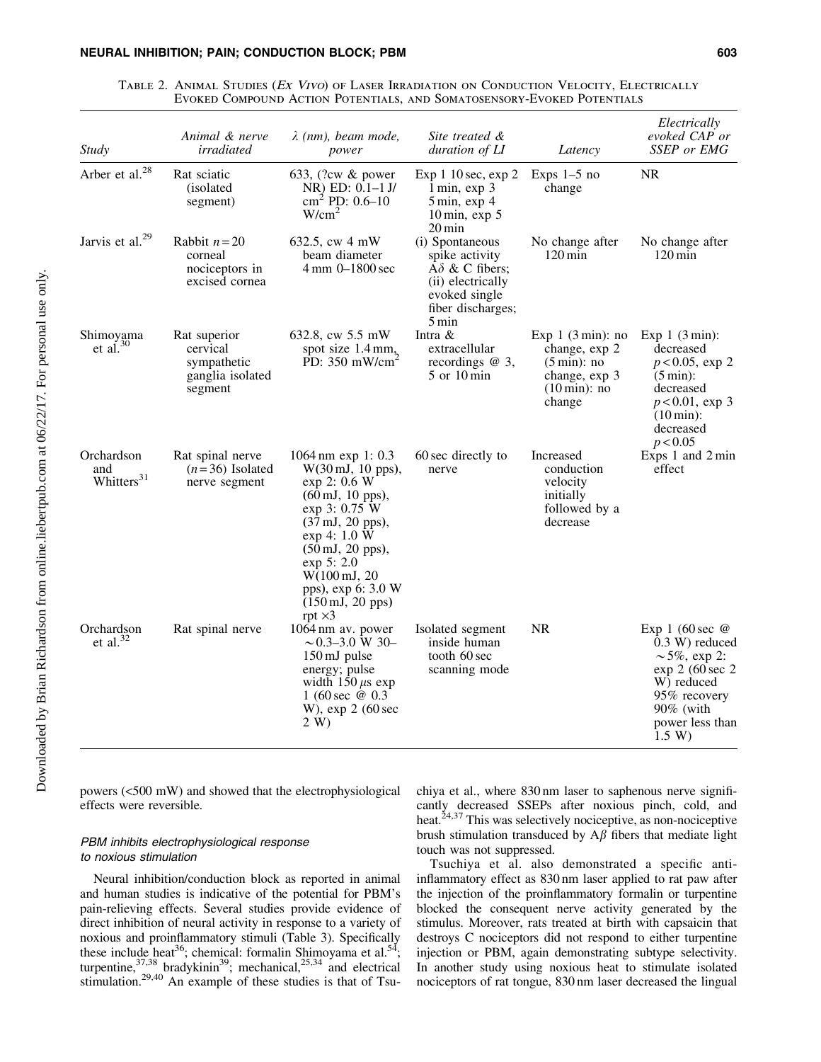Table 2. Animal Studies (*Ex Vivo*) of Laser Irradiation on Conduction Velocity, Electrically Evoked Compound Action Potentials, and Somatosensory-Evoked Potentials

| *Study* | *Animal & nerve irradiated* | *λ (nm), beam mode, power* | *Site treated & duration of LI* | *Latency* | *Electrically evoked CAP or SSEP or EMG* |
|---|---|---|---|---|---|
| Arber et al.[28] | Rat sciatic (isolated segment) | 633, (?cw & power NR) ED: 0.1–1 J/cm$^2$ PD: 0.6–10 W/cm$^2$ | Exp 1 10 sec, exp 2 1 min, exp 3 5 min, exp 4 10 min, exp 5 20 min | Exps 1–5 no change | NR |
| Jarvis et al.[29] | Rabbit $n=20$ corneal nociceptors in excised cornea | 632.5, cw 4 mW beam diameter 4 mm 0–1800 sec | (i) Spontaneous spike activity Aδ & C fibers; (ii) electrically evoked single fiber discharges; 5 min | No change after 120 min | No change after 120 min |
| Shimoyama et al.[30] | Rat superior cervical sympathetic ganglia isolated segment | 632.8, cw 5.5 mW spot size 1.4 mm, PD: 350 mW/cm$^2$ | Intra & extracellular recordings @ 3, 5 or 10 min | Exp 1 (3 min): no change, exp 2 (5 min): no change, exp 3 (10 min): no change | Exp 1 (3 min): decreased $p<0.05$, exp 2 (5 min): decreased $p<0.01$, exp 3 (10 min): decreased $p<0.05$ |
| Orchardson and Whitters[31] | Rat spinal nerve ($n=36$) Isolated nerve segment | 1064 nm exp 1: 0.3 W(30 mJ, 10 pps), exp 2: 0.6 W (60 mJ, 10 pps), exp 3: 0.75 W (37 mJ, 20 pps), exp 4: 1.0 W (50 mJ, 20 pps), exp 5: 2.0 W(100 mJ, 20 pps), exp 6: 3.0 W (150 mJ, 20 pps) rpt ×3 | 60 sec directly to nerve | Increased conduction velocity initially followed by a decrease | Exps 1 and 2 min effect |
| Orchardson et al.[32] | Rat spinal nerve | 1064 nm av. power ∼0.3–3.0 W 30–150 mJ pulse energy; pulse width 150 μs exp 1 (60 sec @ 0.3 W), exp 2 (60 sec 2 W) | Isolated segment inside human tooth 60 sec scanning mode | NR | Exp 1 (60 sec @ 0.3 W) reduced ∼5%, exp 2: exp 2 (60 sec 2 W) reduced 95% recovery 90% (with power less than 1.5 W) |

powers (<500 mW) and showed that the electrophysiological effects were reversible.

### *PBM inhibits electrophysiological response to noxious stimulation*

Neural inhibition/conduction block as reported in animal and human studies is indicative of the potential for PBM's pain-relieving effects. Several studies provide evidence of direct inhibition of neural activity in response to a variety of noxious and proinflammatory stimuli (Table 3). Specifically these include heat[36]; chemical: formalin Shimoyama et al.[54]; turpentine,[37,38] bradykinin[39]; mechanical,[25,34] and electrical stimulation.[29,40] An example of these studies is that of Tsuchiya et al., where 830 nm laser to saphenous nerve significantly decreased SSEPs after noxious pinch, cold, and heat.[24,37] This was selectively nociceptive, as non-nociceptive brush stimulation transduced by Aβ fibers that mediate light touch was not suppressed.

Tsuchiya et al. also demonstrated a specific anti-inflammatory effect as 830 nm laser applied to rat paw after the injection of the proinflammatory formalin or turpentine blocked the consequent nerve activity generated by the stimulus. Moreover, rats treated at birth with capsaicin that destroys C nociceptors did not respond to either turpentine injection or PBM, again demonstrating subtype selectivity. In another study using noxious heat to stimulate isolated nociceptors of rat tongue, 830 nm laser decreased the lingual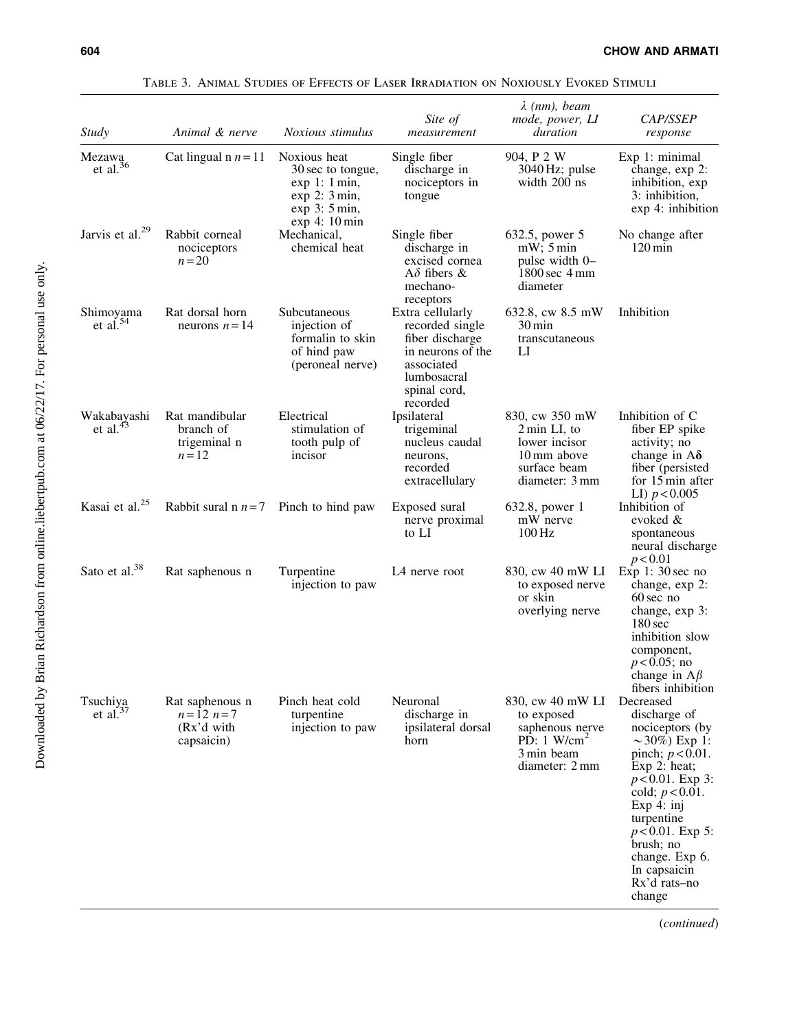Table 3. Animal Studies of Effects of Laser Irradiation on Noxiously Evoked Stimuli

| *Study* | *Animal & nerve* | *Noxious stimulus* | *Site of measurement* | *λ (nm), beam mode, power, LI duration* | *CAP/SSEP response* |
|---|---|---|---|---|---|
| Mezawa et al.[36] | Cat lingual n $n=11$ | Noxious heat 30 sec to tongue, exp 1: 1 min, exp 2: 3 min, exp 3: 5 min, exp 4: 10 min | Single fiber discharge in nociceptors in tongue | 904, P 2 W 3040 Hz; pulse width 200 ns | Exp 1: minimal change, exp 2: inhibition, exp 3: inhibition, exp 4: inhibition |
| Jarvis et al.[29] | Rabbit corneal nociceptors $n=20$ | Mechanical, chemical heat | Single fiber discharge in excised cornea Aδ fibers & mechano-receptors | 632.5, power 5 mW; 5 min pulse width 0–1800 sec 4 mm diameter | No change after 120 min |
| Shimoyama et al.[54] | Rat dorsal horn neurons $n=14$ | Subcutaneous injection of formalin to skin of hind paw (peroneal nerve) | Extra cellularly recorded single fiber discharge in neurons of the associated lumbosacral spinal cord, recorded | 632.8, cw 8.5 mW 30 min transcutaneous LI | Inhibition |
| Wakabayashi et al.[43] | Rat mandibular branch of trigeminal n $n=12$ | Electrical stimulation of tooth pulp of incisor | Ipsilateral trigeminal nucleus caudal neurons, recorded extracellulary | 830, cw 350 mW 2 min LI, to lower incisor 10 mm above surface beam diameter: 3 mm | Inhibition of C fiber EP spike activity; no change in A**δ** fiber (persisted for 15 min after LI) $p<0.005$ |
| Kasai et al.[25] | Rabbit sural n $n=7$ | Pinch to hind paw | Exposed sural nerve proximal to LI | 632.8, power 1 mW nerve 100 Hz | Inhibition of evoked & spontaneous neural discharge $p<0.01$ |
| Sato et al.[38] | Rat saphenous n | Turpentine injection to paw | L4 nerve root | 830, cw 40 mW LI to exposed nerve or skin overlying nerve | Exp 1: 30 sec no change, exp 2: 60 sec no change, exp 3: 180 sec inhibition slow component, $p<0.05$; no change in Aβ fibers inhibition |
| Tsuchiya et al.[37] | Rat saphenous n $n=12$ $n=7$ (Rx'd with capsaicin) | Pinch heat cold turpentine injection to paw | Neuronal discharge in ipsilateral dorsal horn | 830, cw 40 mW LI to exposed saphenous nerve PD: 1 W/cm$^2$ 3 min beam diameter: 2 mm | Decreased discharge of nociceptors (by ~30%) Exp 1: pinch; $p<0.01$. Exp 2: heat; $p<0.01$. Exp 3: cold; $p<0.01$. Exp 4: inj turpentine $p<0.01$. Exp 5: brush; no change. Exp 6. In capsaicin Rx'd rats–no change |

(*continued*)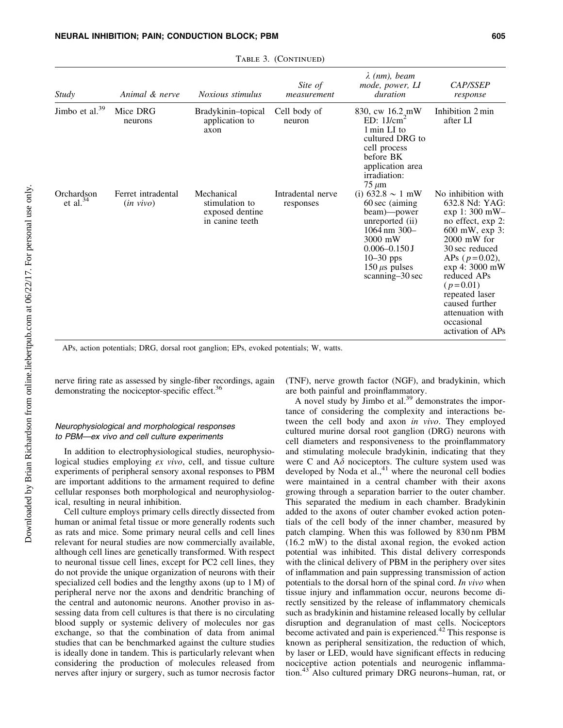Table 3. (Continued)

| Study | Animal & nerve | Noxious stimulus | Site of measurement | λ (nm), beam mode, power, LI duration | CAP/SSEP response |
|---|---|---|---|---|---|
| Jimbo et al.[39] | Mice DRG neurons | Bradykinin–topical application to axon | Cell body of neuron | 830, cw 16.2 mW ED: 1J/cm$^2$ 1 min LI to cultured DRG to cell process before BK application area irradiation: 75 $\mu$m | Inhibition 2 min after LI |
| Orchardson et al.[34] | Ferret intradental (*in vivo*) | Mechanical stimulation to exposed dentine in canine teeth | Intradental nerve responses | (i) 632.8 ∼ 1 mW 60 sec (aiming beam)—power unreported (ii) 1064 nm 300–3000 mW 0.006–0.150 J 10–30 pps 150 $\mu$s pulses scanning–30 sec | No inhibition with 632.8 Nd: YAG: exp 1: 300 mW–no effect, exp 2: 600 mW, exp 3: 2000 mW for 30 sec reduced APs ($p = 0.02$), exp 4: 3000 mW reduced APs ($p = 0.01$) repeated laser caused further attenuation with occasional activation of APs |

APs, action potentials; DRG, dorsal root ganglion; EPs, evoked potentials; W, watts.

nerve firing rate as assessed by single-fiber recordings, again demonstrating the nociceptor-specific effect.[36]

### Neurophysiological and morphological responses to PBM—ex vivo and cell culture experiments

In addition to electrophysiological studies, neurophysiological studies employing *ex vivo*, cell, and tissue culture experiments of peripheral sensory axonal responses to PBM are important additions to the armament required to define cellular responses both morphological and neurophysiological, resulting in neural inhibition.

Cell culture employs primary cells directly dissected from human or animal fetal tissue or more generally rodents such as rats and mice. Some primary neural cells and cell lines relevant for neural studies are now commercially available, although cell lines are genetically transformed. With respect to neuronal tissue cell lines, except for PC2 cell lines, they do not provide the unique organization of neurons with their specialized cell bodies and the lengthy axons (up to 1 M) of peripheral nerve nor the axons and dendritic branching of the central and autonomic neurons. Another proviso in assessing data from cell cultures is that there is no circulating blood supply or systemic delivery of molecules nor gas exchange, so that the combination of data from animal studies that can be benchmarked against the culture studies is ideally done in tandem. This is particularly relevant when considering the production of molecules released from nerves after injury or surgery, such as tumor necrosis factor (TNF), nerve growth factor (NGF), and bradykinin, which are both painful and proinflammatory.

A novel study by Jimbo et al.[39] demonstrates the importance of considering the complexity and interactions between the cell body and axon *in vivo*. They employed cultured murine dorsal root ganglion (DRG) neurons with cell diameters and responsiveness to the proinflammatory and stimulating molecule bradykinin, indicating that they were C and A$\delta$ nociceptors. The culture system used was developed by Noda et al.,[41] where the neuronal cell bodies were maintained in a central chamber with their axons growing through a separation barrier to the outer chamber. This separated the medium in each chamber. Bradykinin added to the axons of outer chamber evoked action potentials of the cell body of the inner chamber, measured by patch clamping. When this was followed by 830 nm PBM (16.2 mW) to the distal axonal region, the evoked action potential was inhibited. This distal delivery corresponds with the clinical delivery of PBM in the periphery over sites of inflammation and pain suppressing transmission of action potentials to the dorsal horn of the spinal cord. *In vivo* when tissue injury and inflammation occur, neurons become directly sensitized by the release of inflammatory chemicals such as bradykinin and histamine released locally by cellular disruption and degranulation of mast cells. Nociceptors become activated and pain is experienced.[42] This response is known as peripheral sensitization, the reduction of which, by laser or LED, would have significant effects in reducing nociceptive action potentials and neurogenic inflammation.[43] Also cultured primary DRG neurons–human, rat, or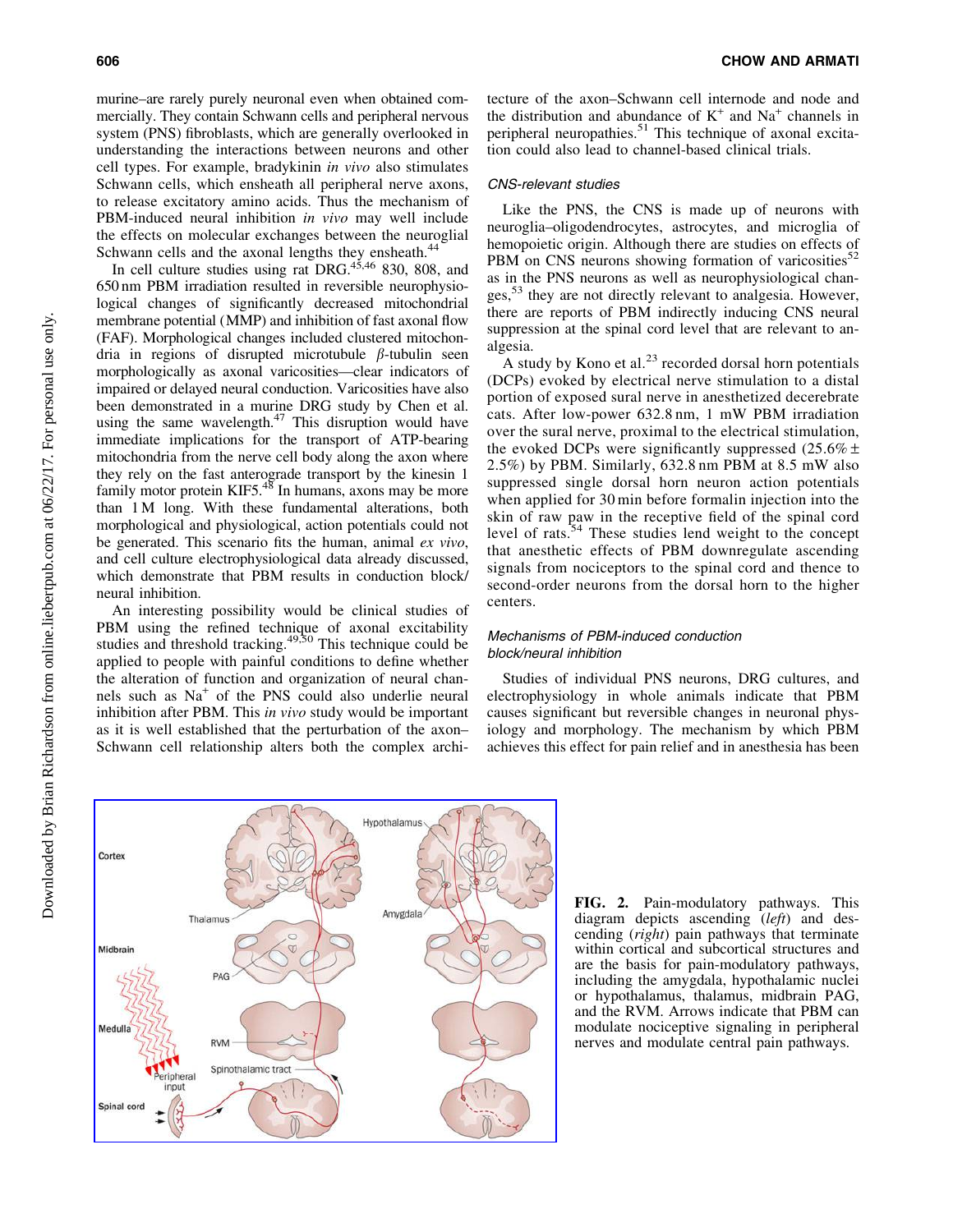murine–are rarely purely neuronal even when obtained commercially. They contain Schwann cells and peripheral nervous system (PNS) fibroblasts, which are generally overlooked in understanding the interactions between neurons and other cell types. For example, bradykinin *in vivo* also stimulates Schwann cells, which ensheath all peripheral nerve axons, to release excitatory amino acids. Thus the mechanism of PBM-induced neural inhibition *in vivo* may well include the effects on molecular exchanges between the neuroglial Schwann cells and the axonal lengths they ensheath.[44]

In cell culture studies using rat DRG.[45,46] 830, 808, and 650 nm PBM irradiation resulted in reversible neurophysiological changes of significantly decreased mitochondrial membrane potential (MMP) and inhibition of fast axonal flow (FAF). Morphological changes included clustered mitochondria in regions of disrupted microtubule $\beta$-tubulin seen morphologically as axonal varicosities—clear indicators of impaired or delayed neural conduction. Varicosities have also been demonstrated in a murine DRG study by Chen et al. using the same wavelength.[47] This disruption would have immediate implications for the transport of ATP-bearing mitochondria from the nerve cell body along the axon where they rely on the fast anterograde transport by the kinesin 1 family motor protein KIF5.[48] In humans, axons may be more than 1 M long. With these fundamental alterations, both morphological and physiological, action potentials could not be generated. This scenario fits the human, animal *ex vivo*, and cell culture electrophysiological data already discussed, which demonstrate that PBM results in conduction block/neural inhibition.

An interesting possibility would be clinical studies of PBM using the refined technique of axonal excitability studies and threshold tracking.[49,50] This technique could be applied to people with painful conditions to define whether the alteration of function and organization of neural channels such as $Na^+$ of the PNS could also underlie neural inhibition after PBM. This *in vivo* study would be important as it is well established that the perturbation of the axon–Schwann cell relationship alters both the complex architecture of the axon–Schwann cell internode and node and the distribution and abundance of $K^+$ and $Na^+$ channels in peripheral neuropathies.[51] This technique of axonal excitation could also lead to channel-based clinical trials.

### CNS-relevant studies

Like the PNS, the CNS is made up of neurons with neuroglia–oligodendrocytes, astrocytes, and microglia of hemopoietic origin. Although there are studies on effects of PBM on CNS neurons showing formation of varicosities[52] as in the PNS neurons as well as neurophysiological changes,[53] they are not directly relevant to analgesia. However, there are reports of PBM indirectly inducing CNS neural suppression at the spinal cord level that are relevant to analgesia.

A study by Kono et al.[23] recorded dorsal horn potentials (DCPs) evoked by electrical nerve stimulation to a distal portion of exposed sural nerve in anesthetized decerebrate cats. After low-power 632.8 nm, 1 mW PBM irradiation over the sural nerve, proximal to the electrical stimulation, the evoked DCPs were significantly suppressed (25.6% ± 2.5%) by PBM. Similarly, 632.8 nm PBM at 8.5 mW also suppressed single dorsal horn neuron action potentials when applied for 30 min before formalin injection into the skin of raw paw in the receptive field of the spinal cord level of rats.[54] These studies lend weight to the concept that anesthetic effects of PBM downregulate ascending signals from nociceptors to the spinal cord and thence to second-order neurons from the dorsal horn to the higher centers.

### Mechanisms of PBM-induced conduction block/neural inhibition

Studies of individual PNS neurons, DRG cultures, and electrophysiology in whole animals indicate that PBM causes significant but reversible changes in neuronal physiology and morphology. The mechanism by which PBM achieves this effect for pain relief and in anesthesia has been

**FIG. 2.** Pain-modulatory pathways. This diagram depicts ascending (*left*) and descending (*right*) pain pathways that terminate within cortical and subcortical structures and are the basis for pain-modulatory pathways, including the amygdala, hypothalamic nuclei or hypothalamus, thalamus, midbrain PAG, and the RVM. Arrows indicate that PBM can modulate nociceptive signaling in peripheral nerves and modulate central pain pathways.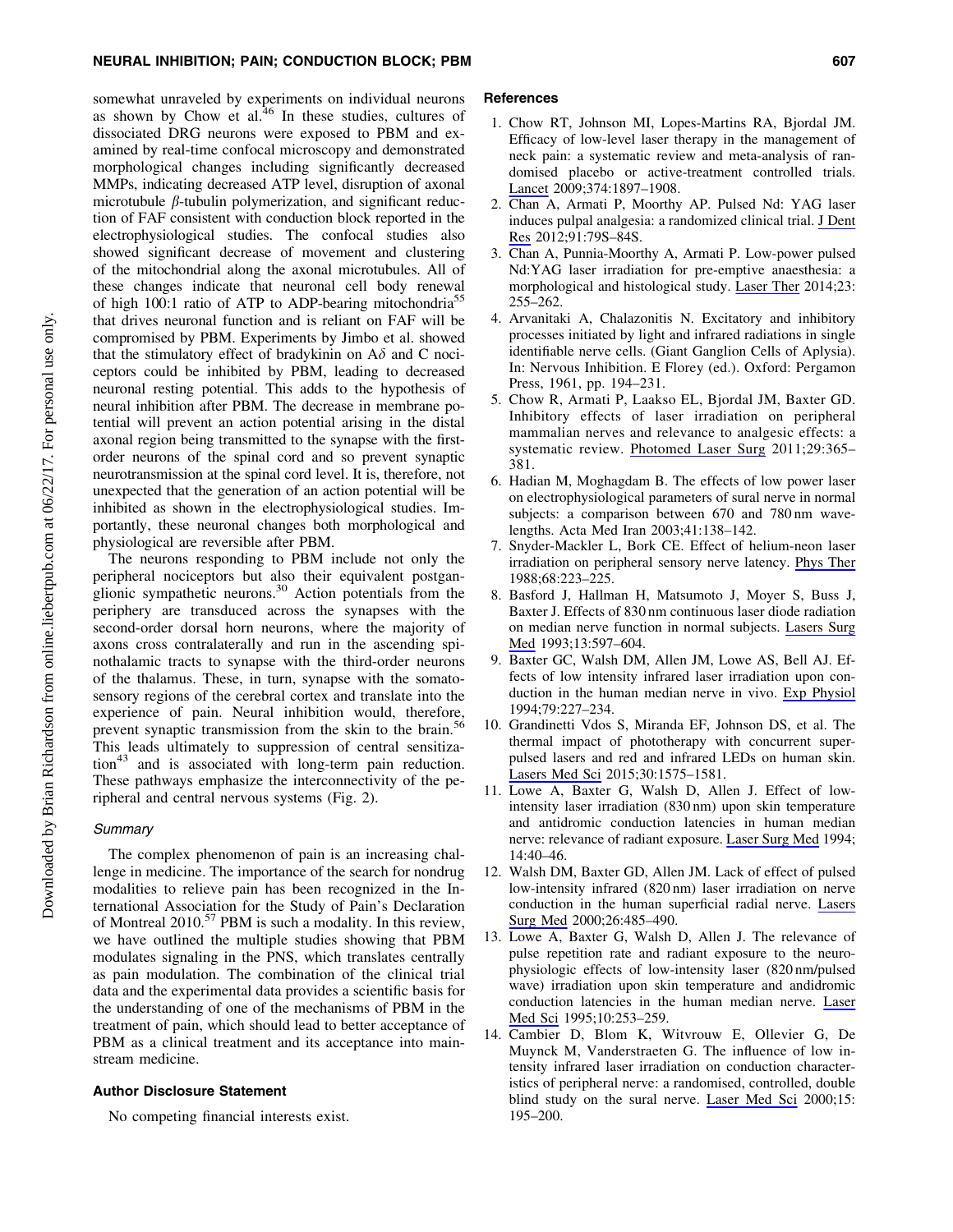somewhat unraveled by experiments on individual neurons as shown by Chow et al.[46] In these studies, cultures of dissociated DRG neurons were exposed to PBM and examined by real-time confocal microscopy and demonstrated morphological changes including significantly decreased MMPs, indicating decreased ATP level, disruption of axonal microtubule $\beta$-tubulin polymerization, and significant reduction of FAF consistent with conduction block reported in the electrophysiological studies. The confocal studies also showed significant decrease of movement and clustering of the mitochondrial along the axonal microtubules. All of these changes indicate that neuronal cell body renewal of high 100:1 ratio of ATP to ADP-bearing mitochondria[55] that drives neuronal function and is reliant on FAF will be compromised by PBM. Experiments by Jimbo et al. showed that the stimulatory effect of bradykinin on A$\delta$ and C nociceptors could be inhibited by PBM, leading to decreased neuronal resting potential. This adds to the hypothesis of neural inhibition after PBM. The decrease in membrane potential will prevent an action potential arising in the distal axonal region being transmitted to the synapse with the first-order neurons of the spinal cord and so prevent synaptic neurotransmission at the spinal cord level. It is, therefore, not unexpected that the generation of an action potential will be inhibited as shown in the electrophysiological studies. Importantly, these neuronal changes both morphological and physiological are reversible after PBM.

The neurons responding to PBM include not only the peripheral nociceptors but also their equivalent postganglionic sympathetic neurons.[30] Action potentials from the periphery are transduced across the synapses with the second-order dorsal horn neurons, where the majority of axons cross contralaterally and run in the ascending spinothalamic tracts to synapse with the third-order neurons of the thalamus. These, in turn, synapse with the somatosensory regions of the cerebral cortex and translate into the experience of pain. Neural inhibition would, therefore, prevent synaptic transmission from the skin to the brain.[56] This leads ultimately to suppression of central sensitization[43] and is associated with long-term pain reduction. These pathways emphasize the interconnectivity of the peripheral and central nervous systems (Fig. 2).

### Summary

The complex phenomenon of pain is an increasing challenge in medicine. The importance of the search for nondrug modalities to relieve pain has been recognized in the International Association for the Study of Pain's Declaration of Montreal 2010.[57] PBM is such a modality. In this review, we have outlined the multiple studies showing that PBM modulates signaling in the PNS, which translates centrally as pain modulation. The combination of the clinical trial data and the experimental data provides a scientific basis for the understanding of one of the mechanisms of PBM in the treatment of pain, which should lead to better acceptance of PBM as a clinical treatment and its acceptance into mainstream medicine.

## Author Disclosure Statement

No competing financial interests exist.

## References

1. Chow RT, Johnson MI, Lopes-Martins RA, Bjordal JM. Efficacy of low-level laser therapy in the management of neck pain: a systematic review and meta-analysis of randomised placebo or active-treatment controlled trials. Lancet 2009;374:1897–1908.
2. Chan A, Armati P, Moorthy AP. Pulsed Nd: YAG laser induces pulpal analgesia: a randomized clinical trial. J Dent Res 2012;91:79S–84S.
3. Chan A, Punnia-Moorthy A, Armati P. Low-power pulsed Nd:YAG laser irradiation for pre-emptive anaesthesia: a morphological and histological study. Laser Ther 2014;23: 255–262.
4. Arvanitaki A, Chalazonitis N. Excitatory and inhibitory processes initiated by light and infrared radiations in single identifiable nerve cells. (Giant Ganglion Cells of Aplysia). In: Nervous Inhibition. E Florey (ed.). Oxford: Pergamon Press, 1961, pp. 194–231.
5. Chow R, Armati P, Laakso EL, Bjordal JM, Baxter GD. Inhibitory effects of laser irradiation on peripheral mammalian nerves and relevance to analgesic effects: a systematic review. Photomed Laser Surg 2011;29:365–381.
6. Hadian M, Moghagdam B. The effects of low power laser on electrophysiological parameters of sural nerve in normal subjects: a comparison between 670 and 780 nm wavelengths. Acta Med Iran 2003;41:138–142.
7. Snyder-Mackler L, Bork CE. Effect of helium-neon laser irradiation on peripheral sensory nerve latency. Phys Ther 1988;68:223–225.
8. Basford J, Hallman H, Matsumoto J, Moyer S, Buss J, Baxter J. Effects of 830 nm continuous laser diode radiation on median nerve function in normal subjects. Lasers Surg Med 1993;13:597–604.
9. Baxter GC, Walsh DM, Allen JM, Lowe AS, Bell AJ. Effects of low intensity infrared laser irradiation upon conduction in the human median nerve in vivo. Exp Physiol 1994;79:227–234.
10. Grandinetti Vdos S, Miranda EF, Johnson DS, et al. The thermal impact of phototherapy with concurrent superpulsed lasers and red and infrared LEDs on human skin. Lasers Med Sci 2015;30:1575–1581.
11. Lowe A, Baxter G, Walsh D, Allen J. Effect of low-intensity laser irradiation (830 nm) upon skin temperature and antidromic conduction latencies in human median nerve: relevance of radiant exposure. Laser Surg Med 1994; 14:40–46.
12. Walsh DM, Baxter GD, Allen JM. Lack of effect of pulsed low-intensity infrared (820 nm) laser irradiation on nerve conduction in the human superficial radial nerve. Lasers Surg Med 2000;26:485–490.
13. Lowe A, Baxter G, Walsh D, Allen J. The relevance of pulse repetition rate and radiant exposure to the neurophysiologic effects of low-intensity laser (820 nm/pulsed wave) irradiation upon skin temperature and andidromic conduction latencies in the human median nerve. Laser Med Sci 1995;10:253–259.
14. Cambier D, Blom K, Witvrouw E, Ollevier G, De Muynck M, Vanderstraeten G. The influence of low intensity infrared laser irradiation on conduction characteristics of peripheral nerve: a randomised, controlled, double blind study on the sural nerve. Laser Med Sci 2000;15: 195–200.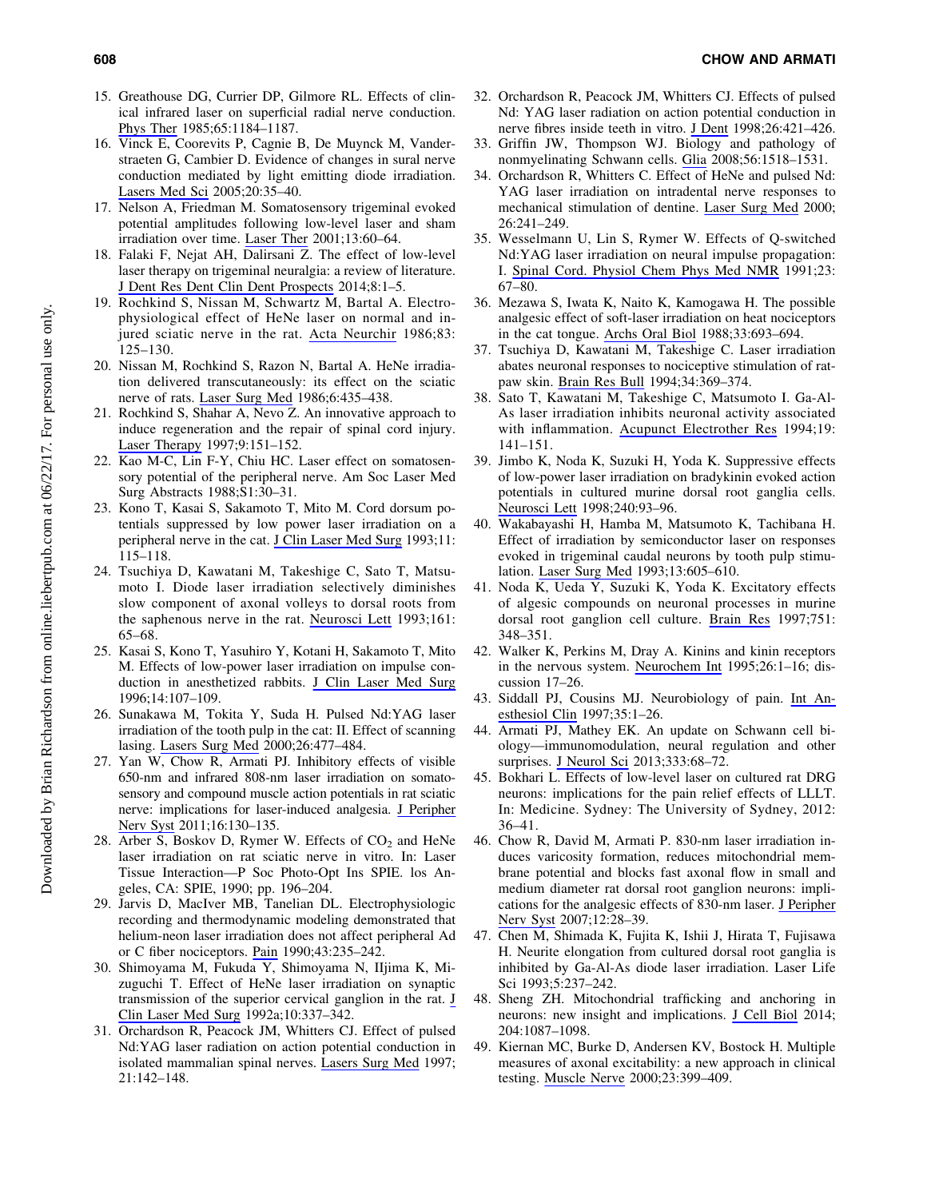15. Greathouse DG, Currier DP, Gilmore RL. Effects of clinical infrared laser on superficial radial nerve conduction. Phys Ther 1985;65:1184–1187.
16. Vinck E, Coorevits P, Cagnie B, De Muynck M, Vanderstraeten G, Cambier D. Evidence of changes in sural nerve conduction mediated by light emitting diode irradiation. Lasers Med Sci 2005;20:35–40.
17. Nelson A, Friedman M. Somatosensory trigeminal evoked potential amplitudes following low-level laser and sham irradiation over time. Laser Ther 2001;13:60–64.
18. Falaki F, Nejat AH, Dalirsani Z. The effect of low-level laser therapy on trigeminal neuralgia: a review of literature. J Dent Res Dent Clin Dent Prospects 2014;8:1–5.
19. Rochkind S, Nissan M, Schwartz M, Bartal A. Electrophysiological effect of HeNe laser on normal and injured sciatic nerve in the rat. Acta Neurchir 1986;83:125–130.
20. Nissan M, Rochkind S, Razon N, Bartal A. HeNe irradiation delivered transcutaneously: its effect on the sciatic nerve of rats. Laser Surg Med 1986;6:435–438.
21. Rochkind S, Shahar A, Nevo Z. An innovative approach to induce regeneration and the repair of spinal cord injury. Laser Therapy 1997;9:151–152.
22. Kao M-C, Lin F-Y, Chiu HC. Laser effect on somatosensory potential of the peripheral nerve. Am Soc Laser Med Surg Abstracts 1988;S1:30–31.
23. Kono T, Kasai S, Sakamoto T, Mito M. Cord dorsum potentials suppressed by low power laser irradiation on a peripheral nerve in the cat. J Clin Laser Med Surg 1993;11:115–118.
24. Tsuchiya D, Kawatani M, Takeshige C, Sato T, Matsumoto I. Diode laser irradiation selectively diminishes slow component of axonal volleys to dorsal roots from the saphenous nerve in the rat. Neurosci Lett 1993;161:65–68.
25. Kasai S, Kono T, Yasuhiro Y, Kotani H, Sakamoto T, Mito M. Effects of low-power laser irradiation on impulse conduction in anesthetized rabbits. J Clin Laser Med Surg 1996;14:107–109.
26. Sunakawa M, Tokita Y, Suda H. Pulsed Nd:YAG laser irradiation of the tooth pulp in the cat: II. Effect of scanning lasing. Lasers Surg Med 2000;26:477–484.
27. Yan W, Chow R, Armati PJ. Inhibitory effects of visible 650-nm and infrared 808-nm laser irradiation on somatosensory and compound muscle action potentials in rat sciatic nerve: implications for laser-induced analgesia. J Peripher Nerv Syst 2011;16:130–135.
28. Arber S, Boskov D, Rymer W. Effects of $CO_2$ and HeNe laser irradiation on rat sciatic nerve in vitro. In: Laser Tissue Interaction—P Soc Photo-Opt Ins SPIE. los Angeles, CA: SPIE, 1990; pp. 196–204.
29. Jarvis D, MacIver MB, Tanelian DL. Electrophysiologic recording and thermodynamic modeling demonstrated that helium-neon laser irradiation does not affect peripheral Ad or C fiber nociceptors. Pain 1990;43:235–242.
30. Shimoyama M, Fukuda Y, Shimoyama N, IIjima K, Mizuguchi T. Effect of HeNe laser irradiation on synaptic transmission of the superior cervical ganglion in the rat. J Clin Laser Med Surg 1992a;10:337–342.
31. Orchardson R, Peacock JM, Whitters CJ. Effect of pulsed Nd:YAG laser radiation on action potential conduction in isolated mammalian spinal nerves. Lasers Surg Med 1997;21:142–148.
32. Orchardson R, Peacock JM, Whitters CJ. Effects of pulsed Nd: YAG laser radiation on action potential conduction in nerve fibres inside teeth in vitro. J Dent 1998;26:421–426.
33. Griffin JW, Thompson WJ. Biology and pathology of nonmyelinating Schwann cells. Glia 2008;56:1518–1531.
34. Orchardson R, Whitters C. Effect of HeNe and pulsed Nd: YAG laser irradiation on intradental nerve responses to mechanical stimulation of dentine. Laser Surg Med 2000;26:241–249.
35. Wesselmann U, Lin S, Rymer W. Effects of Q-switched Nd:YAG laser irradiation on neural impulse propagation: I. Spinal Cord. Physiol Chem Phys Med NMR 1991;23:67–80.
36. Mezawa S, Iwata K, Naito K, Kamogawa H. The possible analgesic effect of soft-laser irradiation on heat nociceptors in the cat tongue. Archs Oral Biol 1988;33:693–694.
37. Tsuchiya D, Kawatani M, Takeshige C. Laser irradiation abates neuronal responses to nociceptive stimulation of rat-paw skin. Brain Res Bull 1994;34:369–374.
38. Sato T, Kawatani M, Takeshige C, Matsumoto I. Ga-Al-As laser irradiation inhibits neuronal activity associated with inflammation. Acupunct Electrother Res 1994;19:141–151.
39. Jimbo K, Noda K, Suzuki H, Yoda K. Suppressive effects of low-power laser irradiation on bradykinin evoked action potentials in cultured murine dorsal root ganglia cells. Neurosci Lett 1998;240:93–96.
40. Wakabayashi H, Hamba M, Matsumoto K, Tachibana H. Effect of irradiation by semiconductor laser on responses evoked in trigeminal caudal neurons by tooth pulp stimulation. Laser Surg Med 1993;13:605–610.
41. Noda K, Ueda Y, Suzuki K, Yoda K. Excitatory effects of algesic compounds on neuronal processes in murine dorsal root ganglion cell culture. Brain Res 1997;751:348–351.
42. Walker K, Perkins M, Dray A. Kinins and kinin receptors in the nervous system. Neurochem Int 1995;26:1–16; discussion 17–26.
43. Siddall PJ, Cousins MJ. Neurobiology of pain. Int Anesthesiol Clin 1997;35:1–26.
44. Armati PJ, Mathey EK. An update on Schwann cell biology—immunomodulation, neural regulation and other surprises. J Neurol Sci 2013;333:68–72.
45. Bokhari L. Effects of low-level laser on cultured rat DRG neurons: implications for the pain relief effects of LLLT. In: Medicine. Sydney: The University of Sydney, 2012: 36–41.
46. Chow R, David M, Armati P. 830-nm laser irradiation induces varicosity formation, reduces mitochondrial membrane potential and blocks fast axonal flow in small and medium diameter rat dorsal root ganglion neurons: implications for the analgesic effects of 830-nm laser. J Peripher Nerv Syst 2007;12:28–39.
47. Chen M, Shimada K, Fujita K, Ishii J, Hirata T, Fujisawa H. Neurite elongation from cultured dorsal root ganglia is inhibited by Ga-Al-As diode laser irradiation. Laser Life Sci 1993;5:237–242.
48. Sheng ZH. Mitochondrial trafficking and anchoring in neurons: new insight and implications. J Cell Biol 2014;204:1087–1098.
49. Kiernan MC, Burke D, Andersen KV, Bostock H. Multiple measures of axonal excitability: a new approach in clinical testing. Muscle Nerve 2000;23:399–409.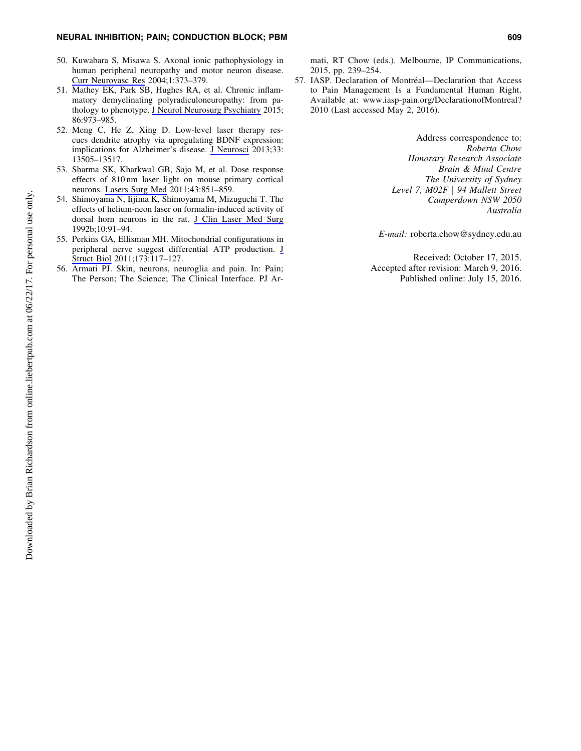50. Kuwabara S, Misawa S. Axonal ionic pathophysiology in human peripheral neuropathy and motor neuron disease. Curr Neurovasc Res 2004;1:373–379.
51. Mathey EK, Park SB, Hughes RA, et al. Chronic inflammatory demyelinating polyradiculoneuropathy: from pathology to phenotype. J Neurol Neurosurg Psychiatry 2015; 86:973–985.
52. Meng C, He Z, Xing D. Low-level laser therapy rescues dendrite atrophy via upregulating BDNF expression: implications for Alzheimer's disease. J Neurosci 2013;33: 13505–13517.
53. Sharma SK, Kharkwal GB, Sajo M, et al. Dose response effects of 810 nm laser light on mouse primary cortical neurons. Lasers Surg Med 2011;43:851–859.
54. Shimoyama N, Iijima K, Shimoyama M, Mizuguchi T. The effects of helium-neon laser on formalin-induced activity of dorsal horn neurons in the rat. J Clin Laser Med Surg 1992b;10:91–94.
55. Perkins GA, Ellisman MH. Mitochondrial configurations in peripheral nerve suggest differential ATP production. J Struct Biol 2011;173:117–127.
56. Armati PJ. Skin, neurons, neuroglia and pain. In: Pain; The Person; The Science; The Clinical Interface. PJ Armati, RT Chow (eds.). Melbourne, IP Communications, 2015, pp. 239–254.
57. IASP. Declaration of Montréal—Declaration that Access to Pain Management Is a Fundamental Human Right. Available at: www.iasp-pain.org/DeclarationofMontreal? 2010 (Last accessed May 2, 2016).

Address correspondence to:
*Roberta Chow*
*Honorary Research Associate*
*Brain & Mind Centre*
*The University of Sydney*
*Level 7, M02F | 94 Mallett Street*
*Camperdown NSW 2050*
*Australia*

*E-mail:* roberta.chow@sydney.edu.au

Received: October 17, 2015.
Accepted after revision: March 9, 2016.
Published online: July 15, 2016.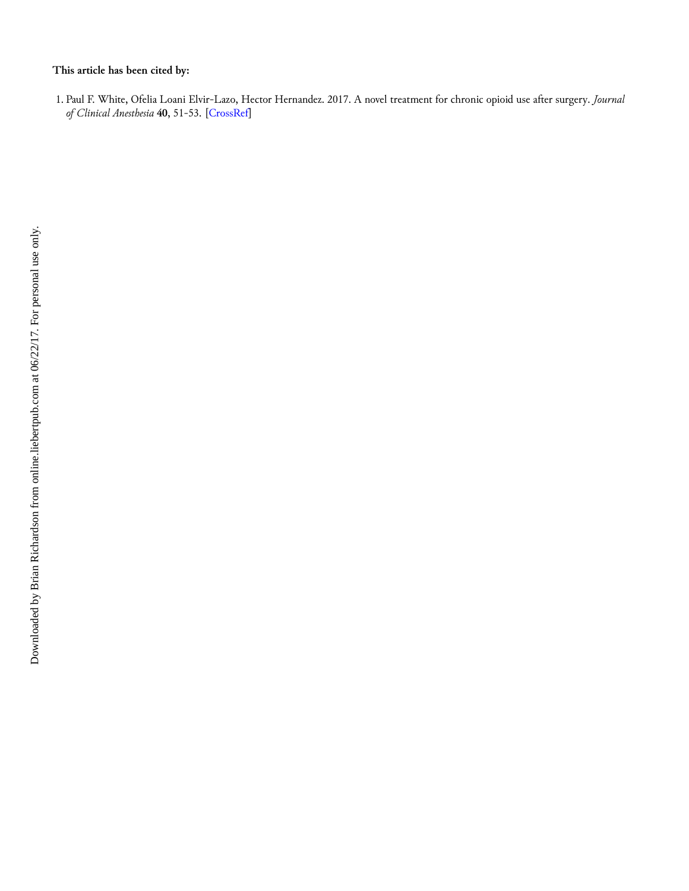**This article has been cited by:**

1. Paul F. White, Ofelia Loani Elvir-Lazo, Hector Hernandez. 2017. A novel treatment for chronic opioid use after surgery. *Journal of Clinical Anesthesia* **40**, 51-53. [CrossRef]